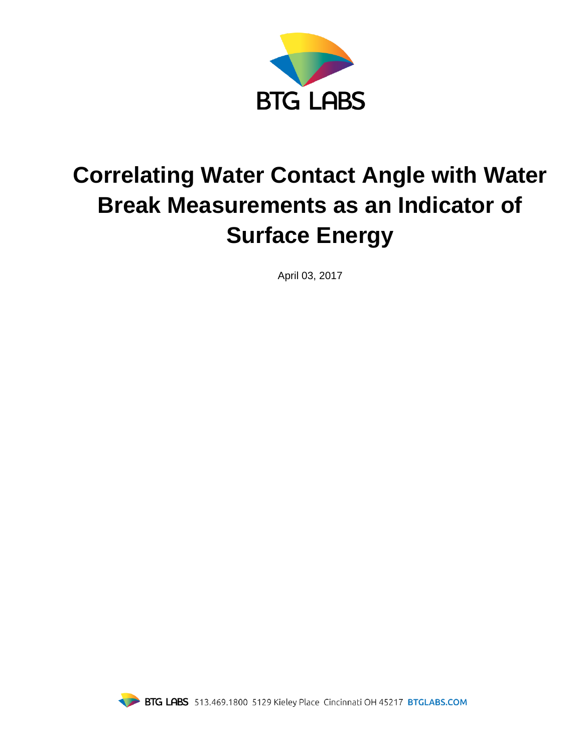BTG LABS

# Correlating Water Contact Angle with Water Break Measurements as an Indicator of Surface Energy

April 03, 2017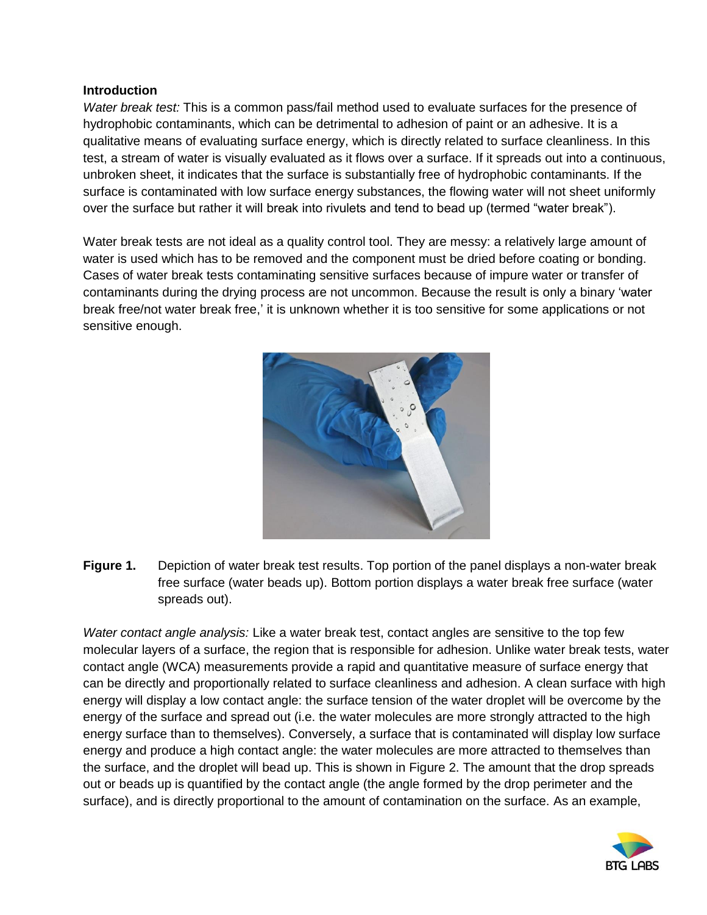**Introduction**

*Water break test:* This is a common pass/fail method used to evaluate surfaces for the presence of hydrophobic contaminants, which can be detrimental to adhesion of paint or an adhesive. It is a qualitative means of evaluating surface energy, which is directly related to surface cleanliness. In this test, a stream of water is visually evaluated as it flows over a surface. If it spreads out into a continuous, unbroken sheet, it indicates that the surface is substantially free of hydrophobic contaminants. If the surface is contaminated with low surface energy substances, the flowing water will not sheet uniformly over the surface but rather it will break into rivulets and tend to bead up (termed "water break").

Water break tests are not ideal as a quality control tool. They are messy: a relatively large amount of water is used which has to be removed and the component must be dried before coating or bonding. Cases of water break tests contaminating sensitive surfaces because of impure water or transfer of contaminants during the drying process are not uncommon. Because the result is only a binary 'water break free/not water break free,' it is unknown whether it is too sensitive for some applications or not sensitive enough.

**Figure 1.** Depiction of water break test results. Top portion of the panel displays a non-water break free surface (water beads up). Bottom portion displays a water break free surface (water spreads out).

*Water contact angle analysis:* Like a water break test, contact angles are sensitive to the top few molecular layers of a surface, the region that is responsible for adhesion. Unlike water break tests, water contact angle (WCA) measurements provide a rapid and quantitative measure of surface energy that can be directly and proportionally related to surface cleanliness and adhesion. A clean surface with high energy will display a low contact angle: the surface tension of the water droplet will be overcome by the energy of the surface and spread out (i.e. the water molecules are more strongly attracted to the high energy surface than to themselves). Conversely, a surface that is contaminated will display low surface energy and produce a high contact angle: the water molecules are more attracted to themselves than the surface, and the droplet will bead up. This is shown in Figure 2. The amount that the drop spreads out or beads up is quantified by the contact angle (the angle formed by the drop perimeter and the surface), and is directly proportional to the amount of contamination on the surface. As an example,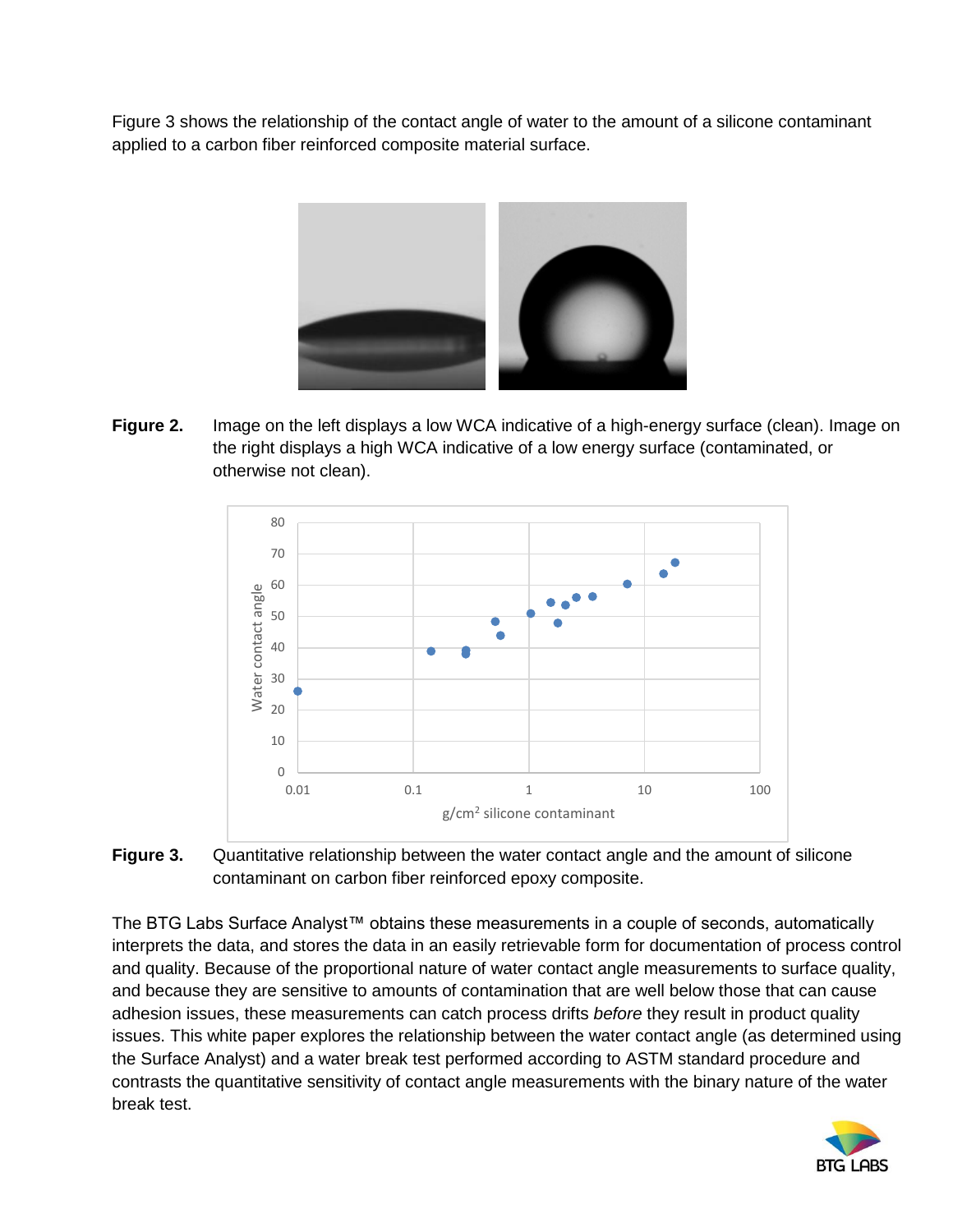Figure 3 shows the relationship of the contact angle of water to the amount of a silicone contaminant applied to a carbon fiber reinforced composite material surface.

**Figure 2.** Image on the left displays a low WCA indicative of a high-energy surface (clean). Image on the right displays a high WCA indicative of a low energy surface (contaminated, or otherwise not clean).

**Figure 3.** Quantitative relationship between the water contact angle and the amount of silicone contaminant on carbon fiber reinforced epoxy composite.

The BTG Labs Surface Analyst™ obtains these measurements in a couple of seconds, automatically interprets the data, and stores the data in an easily retrievable form for documentation of process control and quality. Because of the proportional nature of water contact angle measurements to surface quality, and because they are sensitive to amounts of contamination that are well below those that can cause adhesion issues, these measurements can catch process drifts *before* they result in product quality issues. This white paper explores the relationship between the water contact angle (as determined using the Surface Analyst) and a water break test performed according to ASTM standard procedure and contrasts the quantitative sensitivity of contact angle measurements with the binary nature of the water break test.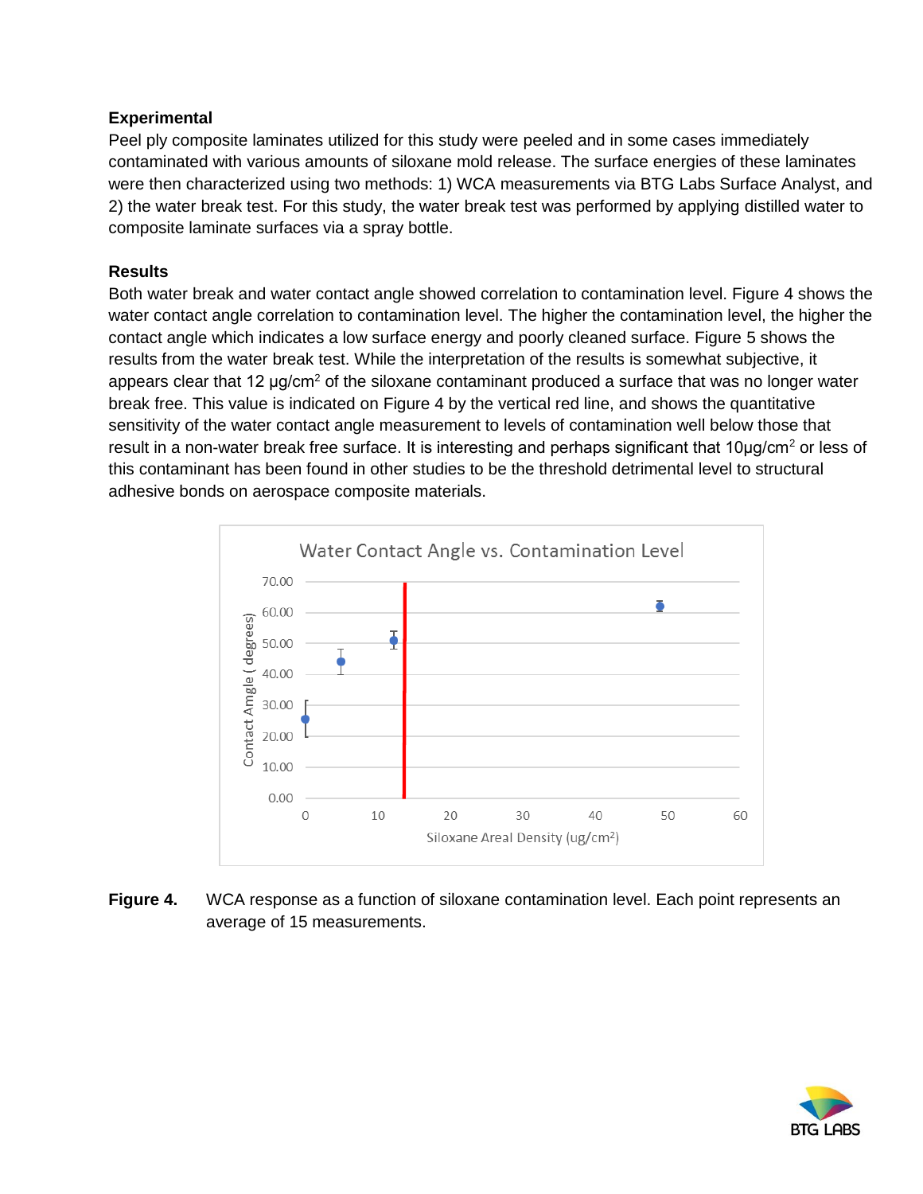### Experimental

Peel ply composite laminates utilized for this study were peeled and in some cases immediately contaminated with various amounts of siloxane mold release. The surface energies of these laminates were then characterized using two methods: 1) WCA measurements via BTG Labs Surface Analyst, and 2) the water break test. For this study, the water break test was performed by applying distilled water to composite laminate surfaces via a spray bottle.

### Results

Both water break and water contact angle showed correlation to contamination level. Figure 4 shows the water contact angle correlation to contamination level. The higher the contamination level, the higher the contact angle which indicates a low surface energy and poorly cleaned surface. Figure 5 shows the results from the water break test. While the interpretation of the results is somewhat subjective, it appears clear that 12 µg/cm$^2$ of the siloxane contaminant produced a surface that was no longer water break free. This value is indicated on Figure 4 by the vertical red line, and shows the quantitative sensitivity of the water contact angle measurement to levels of contamination well below those that result in a non-water break free surface. It is interesting and perhaps significant that 10µg/cm$^2$ or less of this contaminant has been found in other studies to be the threshold detrimental level to structural adhesive bonds on aerospace composite materials.

**Figure 4.** WCA response as a function of siloxane contamination level. Each point represents an average of 15 measurements.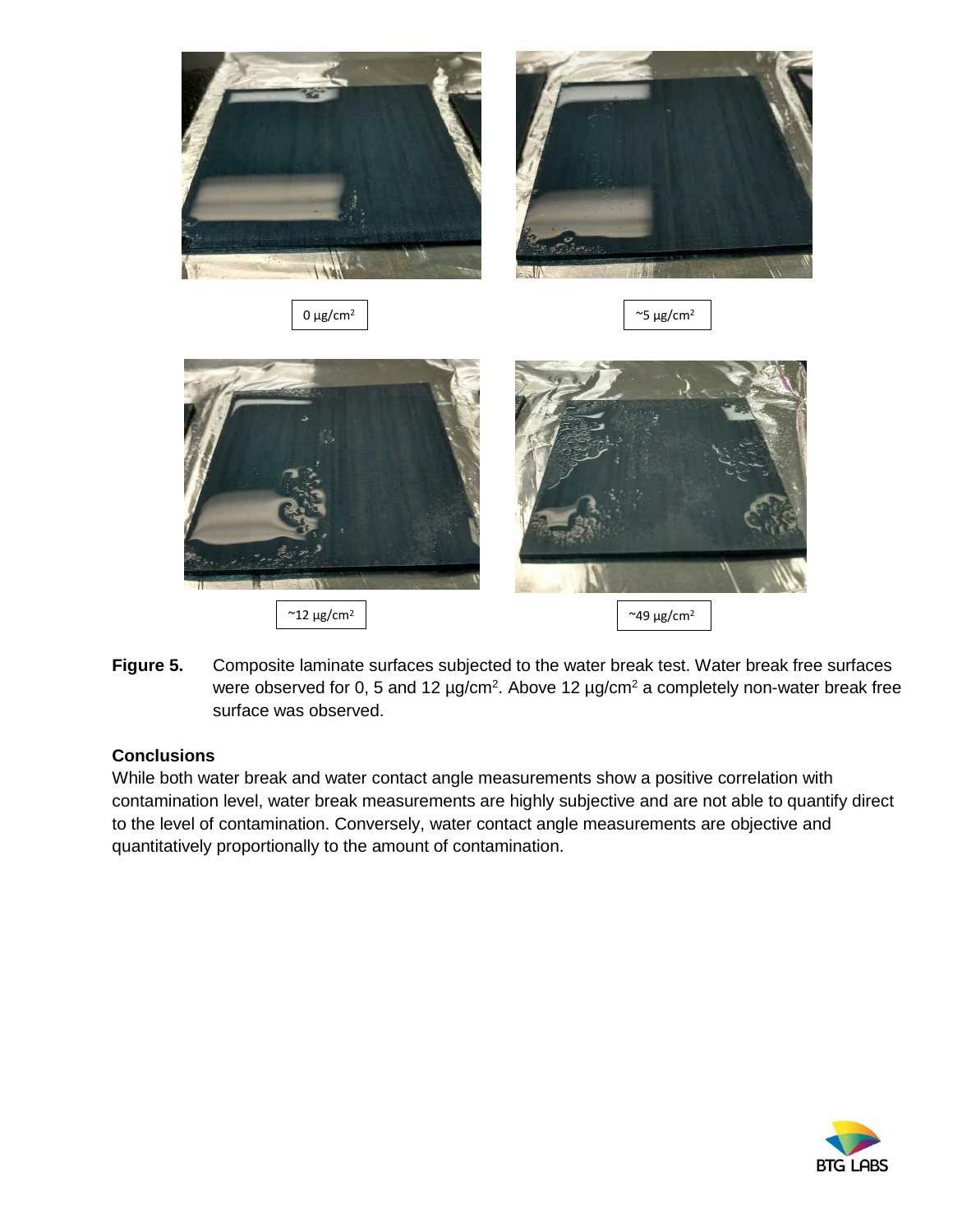0 μg/cm²

~5 μg/cm²

~12 μg/cm²

~49 μg/cm²

**Figure 5.** Composite laminate surfaces subjected to the water break test. Water break free surfaces were observed for 0, 5 and 12 µg/cm². Above 12 µg/cm² a completely non-water break free surface was observed.

### Conclusions

While both water break and water contact angle measurements show a positive correlation with contamination level, water break measurements are highly subjective and are not able to quantify direct to the level of contamination. Conversely, water contact angle measurements are objective and quantitatively proportionally to the amount of contamination.